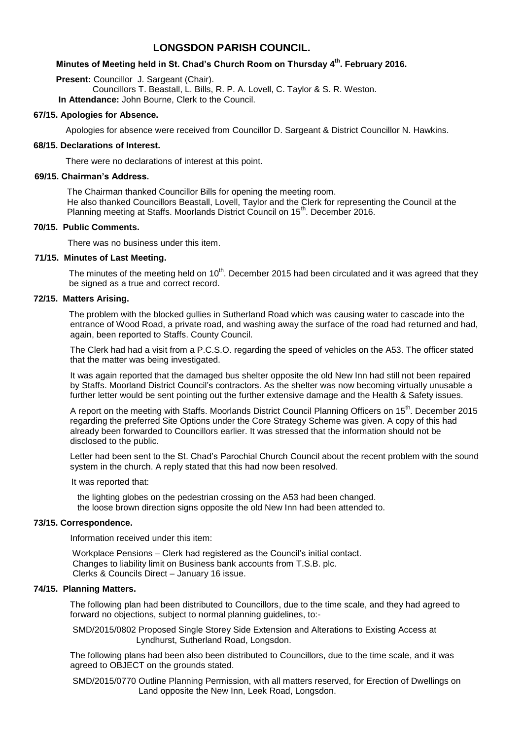# LONGSDON PARISH COUNCIL.

## Minutes of Meeting held in St. Chad's Church Room on Thursday 4th. February 2016.

**Present:** Councillor J. Sargeant (Chair).
Councillors T. Beastall, L. Bills, R. P. A. Lovell, C. Taylor & S. R. Weston.
**In Attendance:** John Bourne, Clerk to the Council.

### 67/15. Apologies for Absence.

Apologies for absence were received from Councillor D. Sargeant & District Councillor N. Hawkins.

### 68/15. Declarations of Interest.

There were no declarations of interest at this point.

### 69/15. Chairman's Address.

The Chairman thanked Councillor Bills for opening the meeting room.
He also thanked Councillors Beastall, Lovell, Taylor and the Clerk for representing the Council at the Planning meeting at Staffs. Moorlands District Council on 15th. December 2016.

### 70/15. Public Comments.

There was no business under this item.

### 71/15. Minutes of Last Meeting.

The minutes of the meeting held on 10th. December 2015 had been circulated and it was agreed that they be signed as a true and correct record.

### 72/15. Matters Arising.

The problem with the blocked gullies in Sutherland Road which was causing water to cascade into the entrance of Wood Road, a private road, and washing away the surface of the road had returned and had, again, been reported to Staffs. County Council.

The Clerk had had a visit from a P.C.S.O. regarding the speed of vehicles on the A53. The officer stated that the matter was being investigated.

It was again reported that the damaged bus shelter opposite the old New Inn had still not been repaired by Staffs. Moorland District Council's contractors. As the shelter was now becoming virtually unusable a further letter would be sent pointing out the further extensive damage and the Health & Safety issues.

A report on the meeting with Staffs. Moorlands District Council Planning Officers on 15th. December 2015 regarding the preferred Site Options under the Core Strategy Scheme was given. A copy of this had already been forwarded to Councillors earlier. It was stressed that the information should not be disclosed to the public.

Letter had been sent to the St. Chad's Parochial Church Council about the recent problem with the sound system in the church. A reply stated that this had now been resolved.

It was reported that:

the lighting globes on the pedestrian crossing on the A53 had been changed.
the loose brown direction signs opposite the old New Inn had been attended to.

### 73/15. Correspondence.

Information received under this item:

Workplace Pensions – Clerk had registered as the Council's initial contact.
Changes to liability limit on Business bank accounts from T.S.B. plc.
Clerks & Councils Direct – January 16 issue.

### 74/15. Planning Matters.

The following plan had been distributed to Councillors, due to the time scale, and they had agreed to forward no objections, subject to normal planning guidelines, to:-

SMD/2015/0802 Proposed Single Storey Side Extension and Alterations to Existing Access at Lyndhurst, Sutherland Road, Longsdon.

The following plans had been also been distributed to Councillors, due to the time scale, and it was agreed to OBJECT on the grounds stated.

SMD/2015/0770 Outline Planning Permission, with all matters reserved, for Erection of Dwellings on Land opposite the New Inn, Leek Road, Longsdon.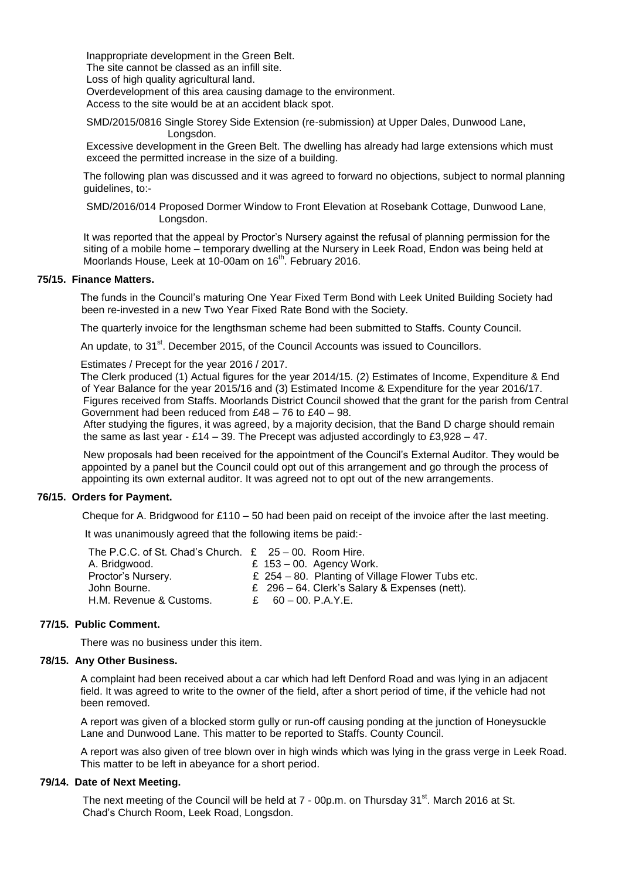Inappropriate development in the Green Belt.
The site cannot be classed as an infill site.
Loss of high quality agricultural land.
Overdevelopment of this area causing damage to the environment.
Access to the site would be at an accident black spot.

SMD/2015/0816 Single Storey Side Extension (re-submission) at Upper Dales, Dunwood Lane, Longsdon.

Excessive development in the Green Belt. The dwelling has already had large extensions which must exceed the permitted increase in the size of a building.

The following plan was discussed and it was agreed to forward no objections, subject to normal planning guidelines, to:-

SMD/2016/014 Proposed Dormer Window to Front Elevation at Rosebank Cottage, Dunwood Lane, Longsdon.

It was reported that the appeal by Proctor's Nursery against the refusal of planning permission for the siting of a mobile home – temporary dwelling at the Nursery in Leek Road, Endon was being held at Moorlands House, Leek at 10-00am on 16th. February 2016.

**75/15. Finance Matters.**

The funds in the Council's maturing One Year Fixed Term Bond with Leek United Building Society had been re-invested in a new Two Year Fixed Rate Bond with the Society.

The quarterly invoice for the lengthsman scheme had been submitted to Staffs. County Council.

An update, to 31st. December 2015, of the Council Accounts was issued to Councillors.

Estimates / Precept for the year 2016 / 2017.
The Clerk produced (1) Actual figures for the year 2014/15. (2) Estimates of Income, Expenditure & End of Year Balance for the year 2015/16 and (3) Estimated Income & Expenditure for the year 2016/17. Figures received from Staffs. Moorlands District Council showed that the grant for the parish from Central Government had been reduced from £48 – 76 to £40 – 98.
After studying the figures, it was agreed, by a majority decision, that the Band D charge should remain the same as last year - £14 – 39. The Precept was adjusted accordingly to £3,928 – 47.

New proposals had been received for the appointment of the Council's External Auditor. They would be appointed by a panel but the Council could opt out of this arrangement and go through the process of appointing its own external auditor. It was agreed not to opt out of the new arrangements.

**76/15. Orders for Payment.**

Cheque for A. Bridgwood for £110 – 50 had been paid on receipt of the invoice after the last meeting.

It was unanimously agreed that the following items be paid:-

| | |
|---|---|
| The P.C.C. of St. Chad's Church. | £ 25 – 00. Room Hire. |
| A. Bridgwood. | £ 153 – 00. Agency Work. |
| Proctor's Nursery. | £ 254 – 80. Planting of Village Flower Tubs etc. |
| John Bourne. | £ 296 – 64. Clerk's Salary & Expenses (nett). |
| H.M. Revenue & Customs. | £ 60 – 00. P.A.Y.E. |

**77/15. Public Comment.**

There was no business under this item.

**78/15. Any Other Business.**

A complaint had been received about a car which had left Denford Road and was lying in an adjacent field. It was agreed to write to the owner of the field, after a short period of time, if the vehicle had not been removed.

A report was given of a blocked storm gully or run-off causing ponding at the junction of Honeysuckle Lane and Dunwood Lane. This matter to be reported to Staffs. County Council.

A report was also given of tree blown over in high winds which was lying in the grass verge in Leek Road. This matter to be left in abeyance for a short period.

**79/14. Date of Next Meeting.**

The next meeting of the Council will be held at 7 - 00p.m. on Thursday 31st. March 2016 at St. Chad's Church Room, Leek Road, Longsdon.